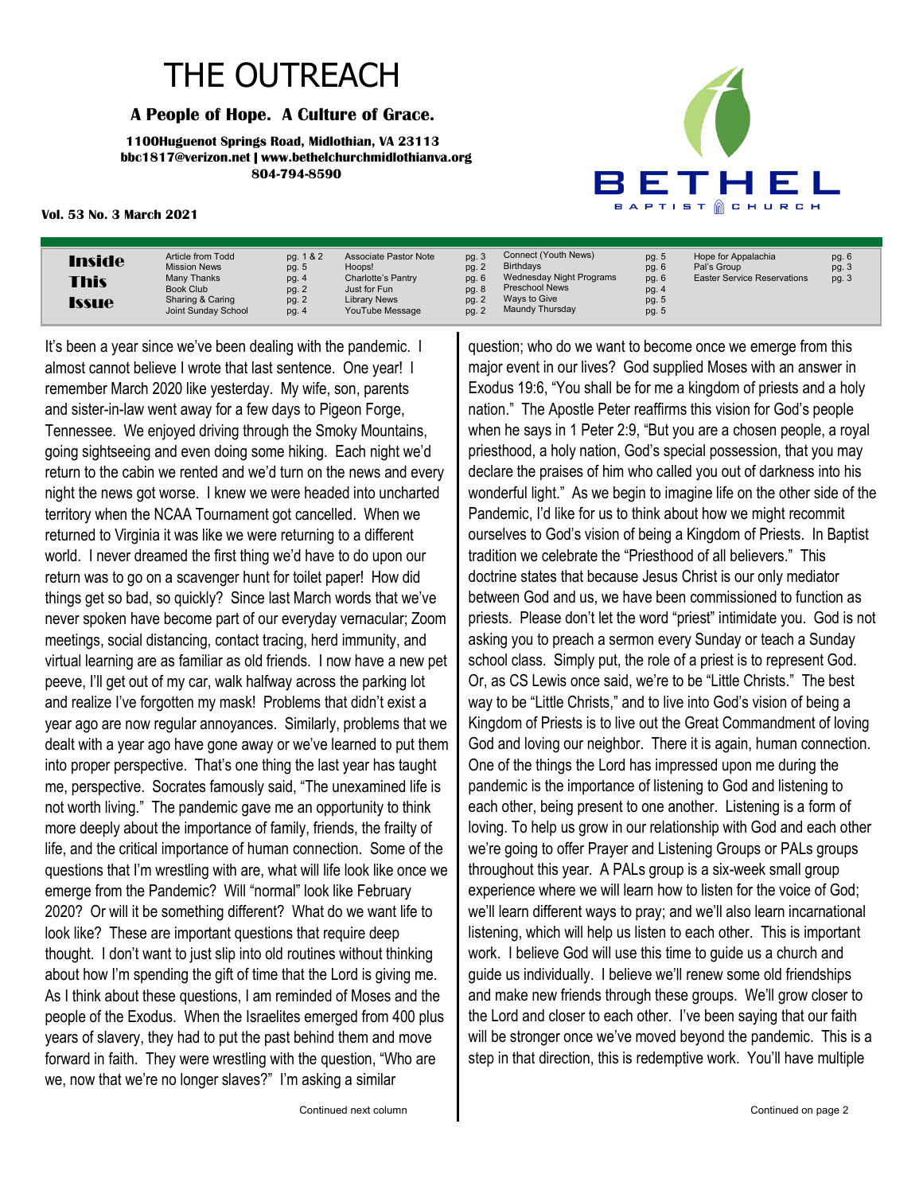# THE OUTREACH

**A People of Hope. A Culture of Grace.**

**1100Huguenot Springs Road, Midlothian, VA 23113**
**bbc1817@verizon.net | www.bethelchurchmidlothianva.org**
**804-794-8590**

BETHEL BAPTIST CHURCH

**Vol. 53 No. 3 March 2021**

## Inside This Issue

| | | | | | | | |
|---|---|---|---|---|---|---|---|
| Article from Todd | pg. 1 & 2 | Associate Pastor Note | pg. 3 | Connect (Youth News) | pg. 5 | Hope for Appalachia | pg. 6 |
| Mission News | pg. 5 | Hoops! | pg. 2 | Birthdays | pg. 6 | Pal's Group | pg. 3 |
| Many Thanks | pg. 4 | Charlotte's Pantry | pg. 6 | Wednesday Night Programs | pg. 6 | Easter Service Reservations | pg. 3 |
| Book Club | pg. 2 | Just for Fun | pg. 8 | Preschool News | pg. 4 | | |
| Sharing & Caring | pg. 2 | Library News | pg. 2 | Ways to Give | pg. 5 | | |
| Joint Sunday School | pg. 4 | YouTube Message | pg. 2 | Maundy Thursday | pg. 5 | | |

It's been a year since we've been dealing with the pandemic. I almost cannot believe I wrote that last sentence. One year! I remember March 2020 like yesterday. My wife, son, parents and sister-in-law went away for a few days to Pigeon Forge, Tennessee. We enjoyed driving through the Smoky Mountains, going sightseeing and even doing some hiking. Each night we'd return to the cabin we rented and we'd turn on the news and every night the news got worse. I knew we were headed into uncharted territory when the NCAA Tournament got cancelled. When we returned to Virginia it was like we were returning to a different world. I never dreamed the first thing we'd have to do upon our return was to go on a scavenger hunt for toilet paper! How did things get so bad, so quickly? Since last March words that we've never spoken have become part of our everyday vernacular; Zoom meetings, social distancing, contact tracing, herd immunity, and virtual learning are as familiar as old friends. I now have a new pet peeve, I'll get out of my car, walk halfway across the parking lot and realize I've forgotten my mask! Problems that didn't exist a year ago are now regular annoyances. Similarly, problems that we dealt with a year ago have gone away or we've learned to put them into proper perspective. That's one thing the last year has taught me, perspective. Socrates famously said, "The unexamined life is not worth living." The pandemic gave me an opportunity to think more deeply about the importance of family, friends, the frailty of life, and the critical importance of human connection. Some of the questions that I'm wrestling with are, what will life look like once we emerge from the Pandemic? Will "normal" look like February 2020? Or will it be something different? What do we want life to look like? These are important questions that require deep thought. I don't want to just slip into old routines without thinking about how I'm spending the gift of time that the Lord is giving me. As I think about these questions, I am reminded of Moses and the people of the Exodus. When the Israelites emerged from 400 plus years of slavery, they had to put the past behind them and move forward in faith. They were wrestling with the question, "Who are we, now that we're no longer slaves?" I'm asking a similar question; who do we want to become once we emerge from this major event in our lives? God supplied Moses with an answer in Exodus 19:6, "You shall be for me a kingdom of priests and a holy nation." The Apostle Peter reaffirms this vision for God's people when he says in 1 Peter 2:9, "But you are a chosen people, a royal priesthood, a holy nation, God's special possession, that you may declare the praises of him who called you out of darkness into his wonderful light." As we begin to imagine life on the other side of the Pandemic, I'd like for us to think about how we might recommit ourselves to God's vision of being a Kingdom of Priests. In Baptist tradition we celebrate the "Priesthood of all believers." This doctrine states that because Jesus Christ is our only mediator between God and us, we have been commissioned to function as priests. Please don't let the word "priest" intimidate you. God is not asking you to preach a sermon every Sunday or teach a Sunday school class. Simply put, the role of a priest is to represent God. Or, as CS Lewis once said, we're to be "Little Christs." The best way to be "Little Christs," and to live into God's vision of being a Kingdom of Priests is to live out the Great Commandment of loving God and loving our neighbor. There it is again, human connection. One of the things the Lord has impressed upon me during the pandemic is the importance of listening to God and listening to each other, being present to one another. Listening is a form of loving. To help us grow in our relationship with God and each other we're going to offer Prayer and Listening Groups or PALs groups throughout this year. A PALs group is a six-week small group experience where we will learn how to listen for the voice of God; we'll learn different ways to pray; and we'll also learn incarnational listening, which will help us listen to each other. This is important work. I believe God will use this time to guide us a church and guide us individually. I believe we'll renew some old friendships and make new friends through these groups. We'll grow closer to the Lord and closer to each other. I've been saying that our faith will be stronger once we've moved beyond the pandemic. This is a step in that direction, this is redemptive work. You'll have multiple

Continued on page 2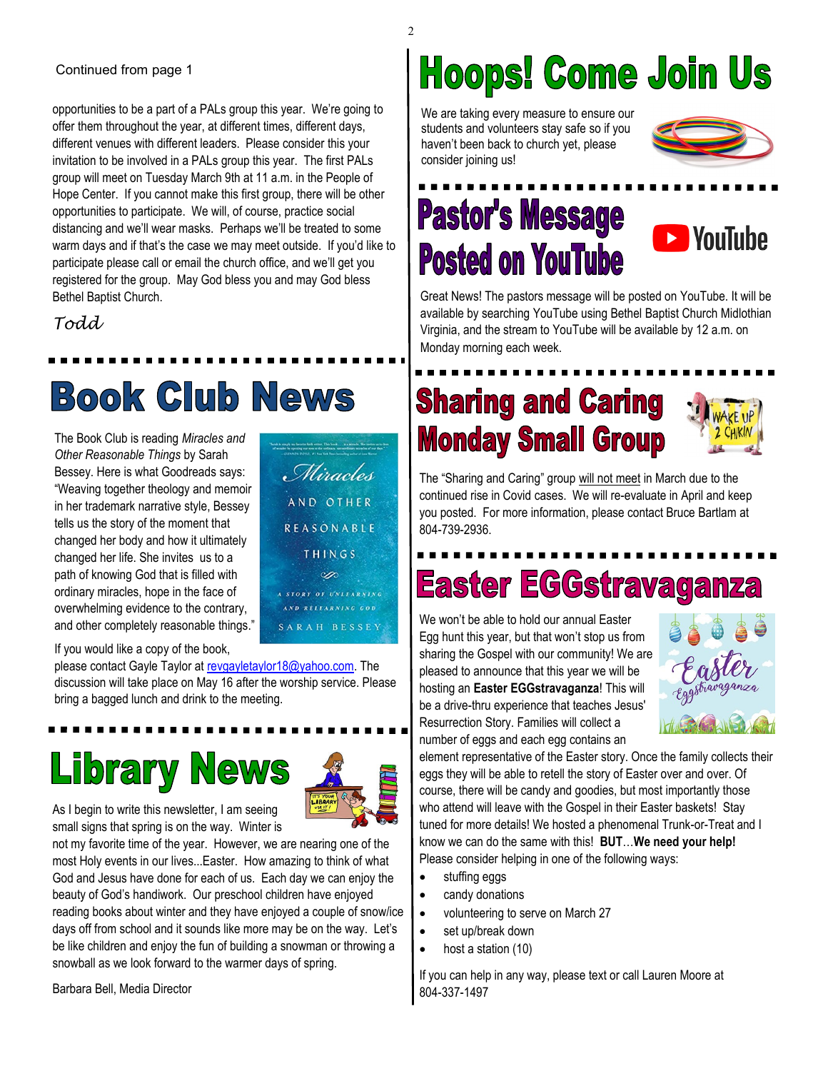Continued from page 1

opportunities to be a part of a PALs group this year. We're going to offer them throughout the year, at different times, different days, different venues with different leaders. Please consider this your invitation to be involved in a PALs group this year. The first PALs group will meet on Tuesday March 9th at 11 a.m. in the People of Hope Center. If you cannot make this first group, there will be other opportunities to participate. We will, of course, practice social distancing and we'll wear masks. Perhaps we'll be treated to some warm days and if that's the case we may meet outside. If you'd like to participate please call or email the church office, and we'll get you registered for the group. May God bless you and may God bless Bethel Baptist Church.

*Todd*

# Book Club News

The Book Club is reading *Miracles and Other Reasonable Things* by Sarah Bessey. Here is what Goodreads says: "Weaving together theology and memoir in her trademark narrative style, Bessey tells us the story of the moment that changed her body and how it ultimately changed her life. She invites us to a path of knowing God that is filled with ordinary miracles, hope in the face of overwhelming evidence to the contrary, and other completely reasonable things."

If you would like a copy of the book, please contact Gayle Taylor at revgayletaylor18@yahoo.com. The discussion will take place on May 16 after the worship service. Please bring a bagged lunch and drink to the meeting.

# Library News

As I begin to write this newsletter, I am seeing small signs that spring is on the way. Winter is not my favorite time of the year. However, we are nearing one of the most Holy events in our lives...Easter. How amazing to think of what God and Jesus have done for each of us. Each day we can enjoy the beauty of God's handiwork. Our preschool children have enjoyed reading books about winter and they have enjoyed a couple of snow/ice days off from school and it sounds like more may be on the way. Let's be like children and enjoy the fun of building a snowman or throwing a snowball as we look forward to the warmer days of spring.

Barbara Bell, Media Director

# Hoops! Come Join Us

We are taking every measure to ensure our students and volunteers stay safe so if you haven't been back to church yet, please consider joining us!

# Pastor's Message Posted on YouTube

Great News! The pastors message will be posted on YouTube. It will be available by searching YouTube using Bethel Baptist Church Midlothian Virginia, and the stream to YouTube will be available by 12 a.m. on Monday morning each week.

# Sharing and Caring Monday Small Group

The "Sharing and Caring" group will not meet in March due to the continued rise in Covid cases. We will re-evaluate in April and keep you posted. For more information, please contact Bruce Bartlam at 804-739-2936.

# Easter EGGstravaganza

We won't be able to hold our annual Easter Egg hunt this year, but that won't stop us from sharing the Gospel with our community! We are pleased to announce that this year we will be hosting an **Easter EGGstravaganza**! This will be a drive-thru experience that teaches Jesus' Resurrection Story. Families will collect a number of eggs and each egg contains an element representative of the Easter story. Once the family collects their eggs they will be able to retell the story of Easter over and over. Of course, there will be candy and goodies, but most importantly those who attend will leave with the Gospel in their Easter baskets! Stay tuned for more details! We hosted a phenomenal Trunk-or-Treat and I know we can do the same with this! **BUT**…**We need your help!** Please consider helping in one of the following ways:

- stuffing eggs
- candy donations
- volunteering to serve on March 27
- set up/break down
- host a station (10)

If you can help in any way, please text or call Lauren Moore at 804-337-1497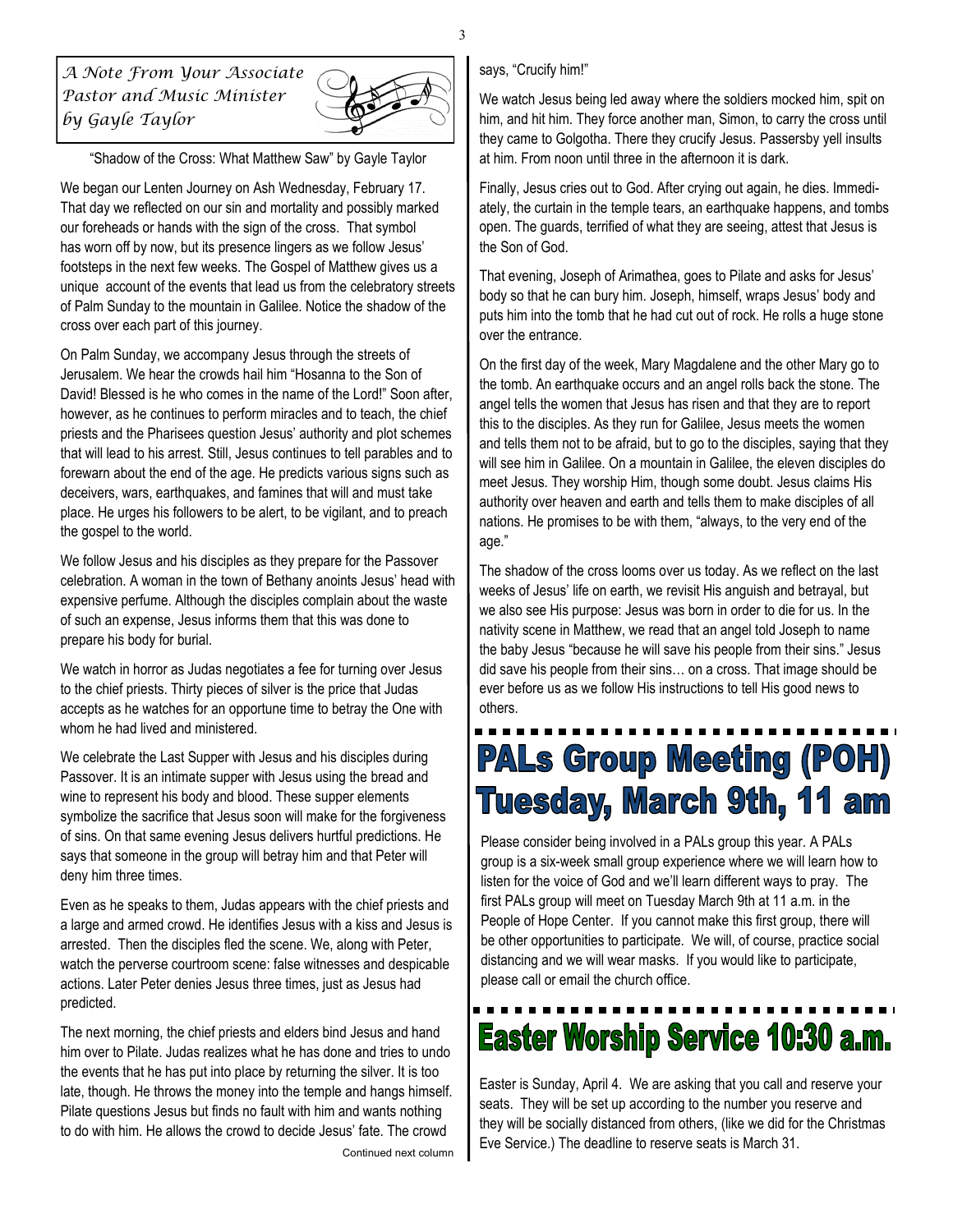*A Note From Your Associate Pastor and Music Minister by Gayle Taylor*

"Shadow of the Cross: What Matthew Saw" by Gayle Taylor

We began our Lenten Journey on Ash Wednesday, February 17. That day we reflected on our sin and mortality and possibly marked our foreheads or hands with the sign of the cross. That symbol has worn off by now, but its presence lingers as we follow Jesus' footsteps in the next few weeks. The Gospel of Matthew gives us a unique account of the events that lead us from the celebratory streets of Palm Sunday to the mountain in Galilee. Notice the shadow of the cross over each part of this journey.

On Palm Sunday, we accompany Jesus through the streets of Jerusalem. We hear the crowds hail him "Hosanna to the Son of David! Blessed is he who comes in the name of the Lord!" Soon after, however, as he continues to perform miracles and to teach, the chief priests and the Pharisees question Jesus' authority and plot schemes that will lead to his arrest. Still, Jesus continues to tell parables and to forewarn about the end of the age. He predicts various signs such as deceivers, wars, earthquakes, and famines that will and must take place. He urges his followers to be alert, to be vigilant, and to preach the gospel to the world.

We follow Jesus and his disciples as they prepare for the Passover celebration. A woman in the town of Bethany anoints Jesus' head with expensive perfume. Although the disciples complain about the waste of such an expense, Jesus informs them that this was done to prepare his body for burial.

We watch in horror as Judas negotiates a fee for turning over Jesus to the chief priests. Thirty pieces of silver is the price that Judas accepts as he watches for an opportune time to betray the One with whom he had lived and ministered.

We celebrate the Last Supper with Jesus and his disciples during Passover. It is an intimate supper with Jesus using the bread and wine to represent his body and blood. These supper elements symbolize the sacrifice that Jesus soon will make for the forgiveness of sins. On that same evening Jesus delivers hurtful predictions. He says that someone in the group will betray him and that Peter will deny him three times.

Even as he speaks to them, Judas appears with the chief priests and a large and armed crowd. He identifies Jesus with a kiss and Jesus is arrested. Then the disciples fled the scene. We, along with Peter, watch the perverse courtroom scene: false witnesses and despicable actions. Later Peter denies Jesus three times, just as Jesus had predicted.

The next morning, the chief priests and elders bind Jesus and hand him over to Pilate. Judas realizes what he has done and tries to undo the events that he has put into place by returning the silver. It is too late, though. He throws the money into the temple and hangs himself. Pilate questions Jesus but finds no fault with him and wants nothing to do with him. He allows the crowd to decide Jesus' fate. The crowd says, "Crucify him!"

We watch Jesus being led away where the soldiers mocked him, spit on him, and hit him. They force another man, Simon, to carry the cross until they came to Golgotha. There they crucify Jesus. Passersby yell insults at him. From noon until three in the afternoon it is dark.

Finally, Jesus cries out to God. After crying out again, he dies. Immediately, the curtain in the temple tears, an earthquake happens, and tombs open. The guards, terrified of what they are seeing, attest that Jesus is the Son of God.

That evening, Joseph of Arimathea, goes to Pilate and asks for Jesus' body so that he can bury him. Joseph, himself, wraps Jesus' body and puts him into the tomb that he had cut out of rock. He rolls a huge stone over the entrance.

On the first day of the week, Mary Magdalene and the other Mary go to the tomb. An earthquake occurs and an angel rolls back the stone. The angel tells the women that Jesus has risen and that they are to report this to the disciples. As they run for Galilee, Jesus meets the women and tells them not to be afraid, but to go to the disciples, saying that they will see him in Galilee. On a mountain in Galilee, the eleven disciples do meet Jesus. They worship Him, though some doubt. Jesus claims His authority over heaven and earth and tells them to make disciples of all nations. He promises to be with them, "always, to the very end of the age."

The shadow of the cross looms over us today. As we reflect on the last weeks of Jesus' life on earth, we revisit His anguish and betrayal, but we also see His purpose: Jesus was born in order to die for us. In the nativity scene in Matthew, we read that an angel told Joseph to name the baby Jesus "because he will save his people from their sins." Jesus did save his people from their sins… on a cross. That image should be ever before us as we follow His instructions to tell His good news to others.

# PALs Group Meeting (POH) Tuesday, March 9th, 11 am

Please consider being involved in a PALs group this year. A PALs group is a six-week small group experience where we will learn how to listen for the voice of God and we'll learn different ways to pray. The first PALs group will meet on Tuesday March 9th at 11 a.m. in the People of Hope Center. If you cannot make this first group, there will be other opportunities to participate. We will, of course, practice social distancing and we will wear masks. If you would like to participate, please call or email the church office.

# Easter Worship Service 10:30 a.m.

Easter is Sunday, April 4. We are asking that you call and reserve your seats. They will be set up according to the number you reserve and they will be socially distanced from others, (like we did for the Christmas Eve Service.) The deadline to reserve seats is March 31.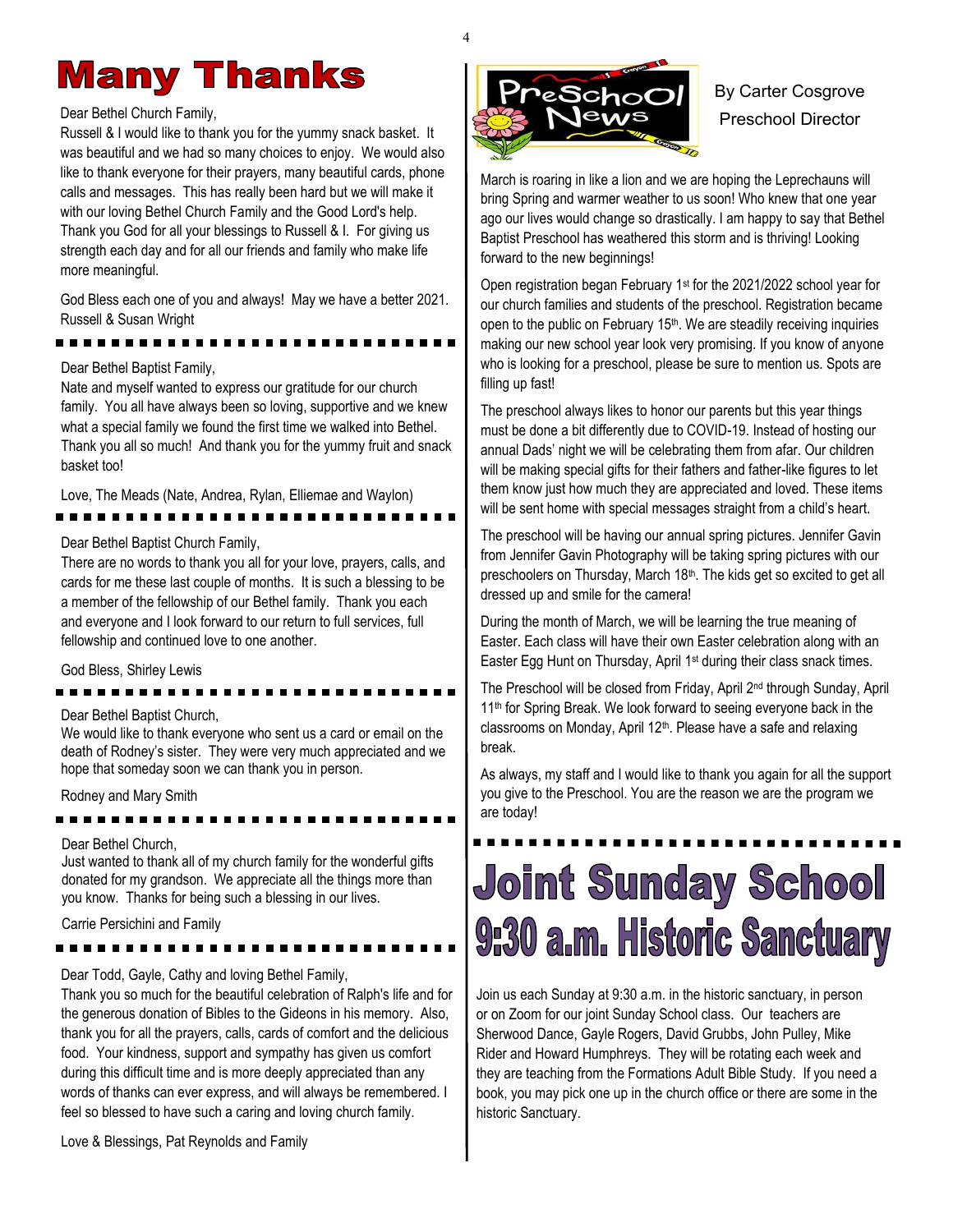# Many Thanks

Dear Bethel Church Family,
Russell & I would like to thank you for the yummy snack basket. It was beautiful and we had so many choices to enjoy. We would also like to thank everyone for their prayers, many beautiful cards, phone calls and messages. This has really been hard but we will make it with our loving Bethel Church Family and the Good Lord's help. Thank you God for all your blessings to Russell & I. For giving us strength each day and for all our friends and family who make life more meaningful.

God Bless each one of you and always! May we have a better 2021.
Russell & Susan Wright

---

Dear Bethel Baptist Family,
Nate and myself wanted to express our gratitude for our church family. You all have always been so loving, supportive and we knew what a special family we found the first time we walked into Bethel. Thank you all so much! And thank you for the yummy fruit and snack basket too!

Love, The Meads (Nate, Andrea, Rylan, Elliemae and Waylon)

---

Dear Bethel Baptist Church Family,
There are no words to thank you all for your love, prayers, calls, and cards for me these last couple of months. It is such a blessing to be a member of the fellowship of our Bethel family. Thank you each and everyone and I look forward to our return to full services, full fellowship and continued love to one another.

God Bless, Shirley Lewis

---

Dear Bethel Baptist Church,
We would like to thank everyone who sent us a card or email on the death of Rodney's sister. They were very much appreciated and we hope that someday soon we can thank you in person.

Rodney and Mary Smith

---

Dear Bethel Church,
Just wanted to thank all of my church family for the wonderful gifts donated for my grandson. We appreciate all the things more than you know. Thanks for being such a blessing in our lives.

Carrie Persichini and Family

---

Dear Todd, Gayle, Cathy and loving Bethel Family,
Thank you so much for the beautiful celebration of Ralph's life and for the generous donation of Bibles to the Gideons in his memory. Also, thank you for all the prayers, calls, cards of comfort and the delicious food. Your kindness, support and sympathy has given us comfort during this difficult time and is more deeply appreciated than any words of thanks can ever express, and will always be remembered. I feel so blessed to have such a caring and loving church family.

Love & Blessings, Pat Reynolds and Family

# PreSchool News

By Carter Cosgrove
Preschool Director

March is roaring in like a lion and we are hoping the Leprechauns will bring Spring and warmer weather to us soon! Who knew that one year ago our lives would change so drastically. I am happy to say that Bethel Baptist Preschool has weathered this storm and is thriving! Looking forward to the new beginnings!

Open registration began February 1st for the 2021/2022 school year for our church families and students of the preschool. Registration became open to the public on February 15th. We are steadily receiving inquiries making our new school year look very promising. If you know of anyone who is looking for a preschool, please be sure to mention us. Spots are filling up fast!

The preschool always likes to honor our parents but this year things must be done a bit differently due to COVID-19. Instead of hosting our annual Dads' night we will be celebrating them from afar. Our children will be making special gifts for their fathers and father-like figures to let them know just how much they are appreciated and loved. These items will be sent home with special messages straight from a child's heart.

The preschool will be having our annual spring pictures. Jennifer Gavin from Jennifer Gavin Photography will be taking spring pictures with our preschoolers on Thursday, March 18th. The kids get so excited to get all dressed up and smile for the camera!

During the month of March, we will be learning the true meaning of Easter. Each class will have their own Easter celebration along with an Easter Egg Hunt on Thursday, April 1st during their class snack times.

The Preschool will be closed from Friday, April 2nd through Sunday, April 11th for Spring Break. We look forward to seeing everyone back in the classrooms on Monday, April 12th. Please have a safe and relaxing break.

As always, my staff and I would like to thank you again for all the support you give to the Preschool. You are the reason we are the program we are today!

---

# Joint Sunday School
## 9:30 a.m. Historic Sanctuary

Join us each Sunday at 9:30 a.m. in the historic sanctuary, in person or on Zoom for our joint Sunday School class. Our teachers are Sherwood Dance, Gayle Rogers, David Grubbs, John Pulley, Mike Rider and Howard Humphreys. They will be rotating each week and they are teaching from the Formations Adult Bible Study. If you need a book, you may pick one up in the church office or there are some in the historic Sanctuary.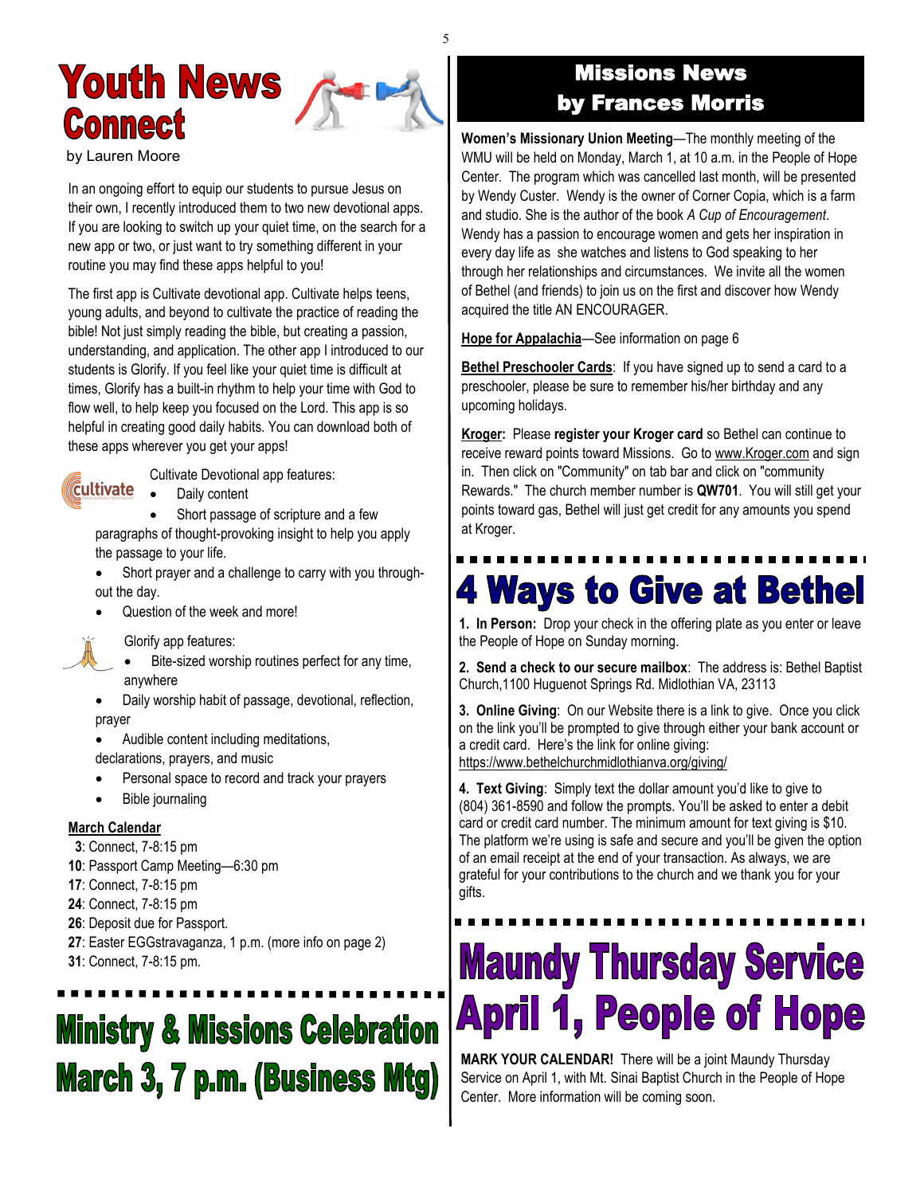# Youth News Connect

by Lauren Moore

In an ongoing effort to equip our students to pursue Jesus on their own, I recently introduced them to two new devotional apps. If you are looking to switch up your quiet time, on the search for a new app or two, or just want to try something different in your routine you may find these apps helpful to you!

The first app is Cultivate devotional app. Cultivate helps teens, young adults, and beyond to cultivate the practice of reading the bible! Not just simply reading the bible, but creating a passion, understanding, and application. The other app I introduced to our students is Glorify. If you feel like your quiet time is difficult at times, Glorify has a built-in rhythm to help your time with God to flow well, to help keep you focused on the Lord. This app is so helpful in creating good daily habits. You can download both of these apps wherever you get your apps!

Cultivate Devotional app features:

- Daily content
- Short passage of scripture and a few paragraphs of thought-provoking insight to help you apply the passage to your life.
- Short prayer and a challenge to carry with you throughout the day.
- Question of the week and more!

Glorify app features:

- Bite-sized worship routines perfect for any time, anywhere
- Daily worship habit of passage, devotional, reflection, prayer
- Audible content including meditations, declarations, prayers, and music
- Personal space to record and track your prayers
- Bible journaling

**March Calendar**

**3**: Connect, 7-8:15 pm
**10**: Passport Camp Meeting—6:30 pm
**17**: Connect, 7-8:15 pm
**24**: Connect, 7-8:15 pm
**26**: Deposit due for Passport.
**27**: Easter EGGstravaganza, 1 p.m. (more info on page 2)
**31**: Connect, 7-8:15 pm.

# Ministry & Missions Celebration March 3, 7 p.m. (Business Mtg)

## Missions News by Frances Morris

**Women's Missionary Union Meeting**—The monthly meeting of the WMU will be held on Monday, March 1, at 10 a.m. in the People of Hope Center. The program which was cancelled last month, will be presented by Wendy Custer. Wendy is the owner of Corner Copia, which is a farm and studio. She is the author of the book *A Cup of Encouragement*. Wendy has a passion to encourage women and gets her inspiration in every day life as she watches and listens to God speaking to her through her relationships and circumstances. We invite all the women of Bethel (and friends) to join us on the first and discover how Wendy acquired the title AN ENCOURAGER.

**Hope for Appalachia**—See information on page 6

**Bethel Preschooler Cards**: If you have signed up to send a card to a preschooler, please be sure to remember his/her birthday and any upcoming holidays.

**Kroger:** Please **register your Kroger card** so Bethel can continue to receive reward points toward Missions. Go to www.Kroger.com and sign in. Then click on "Community" on tab bar and click on "community Rewards." The church member number is **QW701**. You will still get your points toward gas, Bethel will just get credit for any amounts you spend at Kroger.

# 4 Ways to Give at Bethel

**1. In Person:** Drop your check in the offering plate as you enter or leave the People of Hope on Sunday morning.

**2. Send a check to our secure mailbox**: The address is: Bethel Baptist Church,1100 Huguenot Springs Rd. Midlothian VA, 23113

**3. Online Giving**: On our Website there is a link to give. Once you click on the link you'll be prompted to give through either your bank account or a credit card. Here's the link for online giving: https://www.bethelchurchmidlothianva.org/giving/

**4. Text Giving**: Simply text the dollar amount you'd like to give to (804) 361-8590 and follow the prompts. You'll be asked to enter a debit card or credit card number. The minimum amount for text giving is $10. The platform we're using is safe and secure and you'll be given the option of an email receipt at the end of your transaction. As always, we are grateful for your contributions to the church and we thank you for your gifts.

# Maundy Thursday Service April 1, People of Hope

**MARK YOUR CALENDAR!** There will be a joint Maundy Thursday Service on April 1, with Mt. Sinai Baptist Church in the People of Hope Center. More information will be coming soon.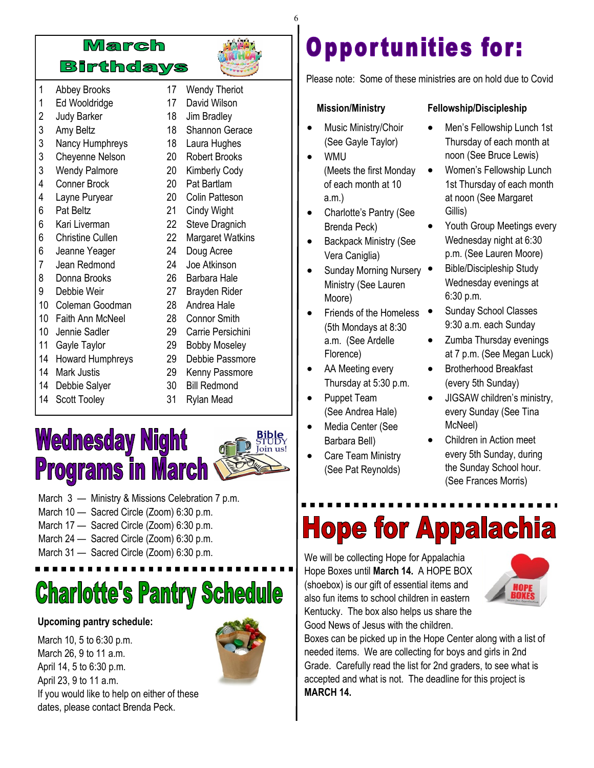## March Birthdays

| | | | |
|---|---|---|---|
| 1 | Abbey Brooks | 17 | Wendy Theriot |
| 1 | Ed Wooldridge | 17 | David Wilson |
| 2 | Judy Barker | 18 | Jim Bradley |
| 3 | Amy Beltz | 18 | Shannon Gerace |
| 3 | Nancy Humphreys | 18 | Laura Hughes |
| 3 | Cheyenne Nelson | 20 | Robert Brooks |
| 3 | Wendy Palmore | 20 | Kimberly Cody |
| 4 | Conner Brock | 20 | Pat Bartlam |
| 4 | Layne Puryear | 20 | Colin Patteson |
| 6 | Pat Beltz | 21 | Cindy Wight |
| 6 | Kari Liverman | 22 | Steve Dragnich |
| 6 | Christine Cullen | 22 | Margaret Watkins |
| 6 | Jeanne Yeager | 24 | Doug Acree |
| 7 | Jean Redmond | 24 | Joe Atkinson |
| 8 | Donna Brooks | 26 | Barbara Hale |
| 9 | Debbie Weir | 27 | Brayden Rider |
| 10 | Coleman Goodman | 28 | Andrea Hale |
| 10 | Faith Ann McNeel | 28 | Connor Smith |
| 10 | Jennie Sadler | 29 | Carrie Persichini |
| 11 | Gayle Taylor | 29 | Bobby Moseley |
| 14 | Howard Humphreys | 29 | Debbie Passmore |
| 14 | Mark Justis | 29 | Kenny Passmore |
| 14 | Debbie Salyer | 30 | Bill Redmond |
| 14 | Scott Tooley | 31 | Rylan Mead |

## Wednesday Night Programs in March

March 3 — Ministry & Missions Celebration 7 p.m.
March 10 — Sacred Circle (Zoom) 6:30 p.m.
March 17 — Sacred Circle (Zoom) 6:30 p.m.
March 24 — Sacred Circle (Zoom) 6:30 p.m.
March 31 — Sacred Circle (Zoom) 6:30 p.m.

## Charlotte's Pantry Schedule

**Upcoming pantry schedule:**

March 10, 5 to 6:30 p.m.
March 26, 9 to 11 a.m.
April 14, 5 to 6:30 p.m.
April 23, 9 to 11 a.m.
If you would like to help on either of these dates, please contact Brenda Peck.

# Opportunities for:

Please note: Some of these ministries are on hold due to Covid

**Mission/Ministry**

- Music Ministry/Choir (See Gayle Taylor)
- WMU (Meets the first Monday of each month at 10 a.m.)
- Charlotte's Pantry (See Brenda Peck)
- Backpack Ministry (See Vera Caniglia)
- Sunday Morning Nursery Ministry (See Lauren Moore)
- Friends of the Homeless (5th Mondays at 8:30 a.m. (See Ardelle Florence)
- AA Meeting every Thursday at 5:30 p.m.
- Puppet Team (See Andrea Hale)
- Media Center (See Barbara Bell)
- Care Team Ministry (See Pat Reynolds)

**Fellowship/Discipleship**

- Men's Fellowship Lunch 1st Thursday of each month at noon (See Bruce Lewis)
- Women's Fellowship Lunch 1st Thursday of each month at noon (See Margaret Gillis)
- Youth Group Meetings every Wednesday night at 6:30 p.m. (See Lauren Moore)
- Bible/Discipleship Study Wednesday evenings at 6:30 p.m.
- Sunday School Classes 9:30 a.m. each Sunday
- Zumba Thursday evenings at 7 p.m. (See Megan Luck)
- Brotherhood Breakfast (every 5th Sunday)
- JIGSAW children's ministry, every Sunday (See Tina McNeel)
- Children in Action meet every 5th Sunday, during the Sunday School hour. (See Frances Morris)

## Hope for Appalachia

We will be collecting Hope for Appalachia Hope Boxes until **March 14.** A HOPE BOX (shoebox) is our gift of essential items and also fun items to school children in eastern Kentucky. The box also helps us share the Good News of Jesus with the children.
Boxes can be picked up in the Hope Center along with a list of needed items. We are collecting for boys and girls in 2nd Grade. Carefully read the list for 2nd graders, to see what is accepted and what is not. The deadline for this project is **MARCH 14.**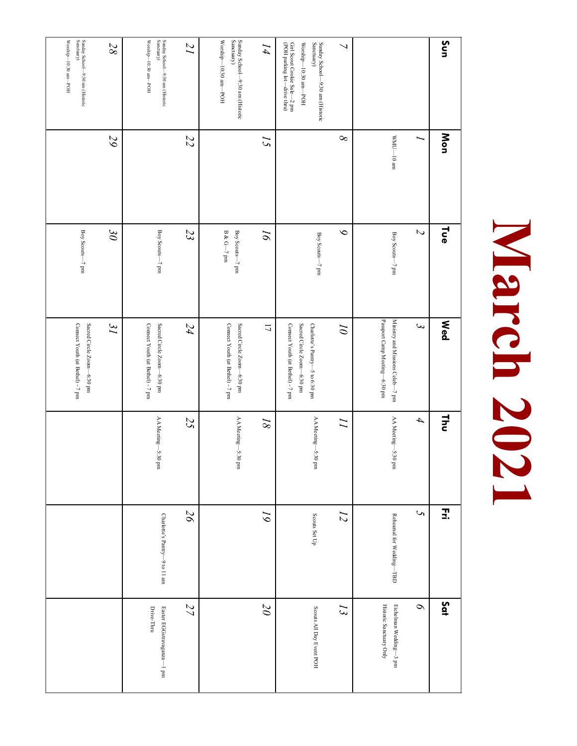# March 2021

| Sun | Mon | Tue | Wed | Thu | Fri | Sat |
|---|---|---|---|---|---|---|
| | 1 WMU—10 am | 2 Boy Scouts—7 pm | 3 Ministry and Missions Celeb—7 pm Passport Camp Meeting—6:30 pm | 4 AA Meeting—5:30 pm | 5 Rehearsal for Wedding—TBD | 6 Eichelman Wedding—3 pm Historic Sanctuary Only |
| 7 Sunday School—9:30 am (Historic Sanctuary) Worship—10:30 am—POH Girl Scout Cookie Sale—2 pm (POH parking lot—drive thru) | 8 | 9 Boy Scouts—7 pm | 10 Charlotte's Pantry—5 to 6:30 pm Sacred Circle Zoom—6:30 pm Connect Youth (at Bethel) - 7 pm | 11 AA Meeting—5:30 pm | 12 Scouts Set Up | 13 Scouts All Day Event POH |
| 14 Sunday School—9:30 am (Historic Sanctuary) Worship—10:30 am—POH | 15 | 16 Boy Scouts—7 pm B & G—7 pm | 17 Sacred Circle Zoom—6:30 pm Connect Youth (at Bethel) - 7 pm | 18 AA Meeting—5:30 pm | 19 | 20 |
| 21 Sunday School—9:30 am (Historic Sanctuary) Worship—10:30 am—POH | 22 | 23 Boy Scouts—7 pm | 24 Sacred Circle Zoom—6:30 pm Connect Youth (at Bethel) - 7 pm | 25 AA Meeting—5:30 pm | 26 Charlotte's Pantry—9 to 11 am | 27 Easter EGGstravaganza—1 pm Drive-Thru |
| 28 Sunday School—9:30 am (Historic Sanctuary) Worship—10:30 am—POH | 29 | 30 Boy Scouts—7 pm | 31 Sacred Circle Zoom—6:30 pm Connect Youth (at Bethel) - 7 pm | | | |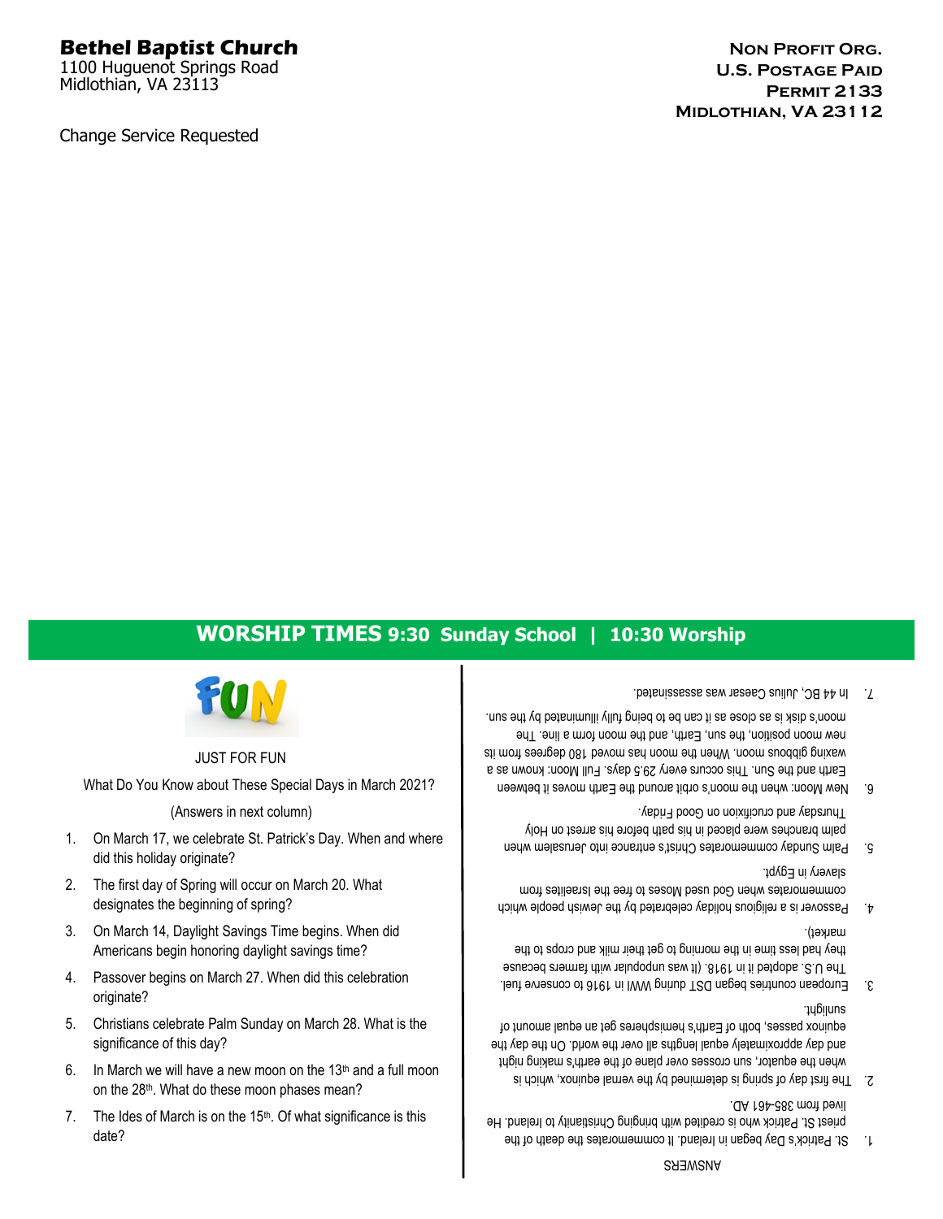**Bethel Baptist Church**
1100 Huguenot Springs Road
Midlothian, VA 23113

Change Service Requested

NON PROFIT ORG.
U.S. POSTAGE PAID
PERMIT 2133
MIDLOTHIAN, VA 23112

## WORSHIP TIMES 9:30 Sunday School | 10:30 Worship

FUN

JUST FOR FUN

What Do You Know about These Special Days in March 2021?

(Answers in next column)

1. On March 17, we celebrate St. Patrick's Day. When and where did this holiday originate?
2. The first day of Spring will occur on March 20. What designates the beginning of spring?
3. On March 14, Daylight Savings Time begins. When did Americans begin honoring daylight savings time?
4. Passover begins on March 27. When did this celebration originate?
5. Christians celebrate Palm Sunday on March 28. What is the significance of this day?
6. In March we will have a new moon on the 13th and a full moon on the 28th. What do these moon phases mean?
7. The Ides of March is on the 15th. Of what significance is this date?

ANSWERS

1. St. Patrick's Day began in Ireland. It commemorates the death of the priest St. Patrick who is credited with bringing Christianity to Ireland. He lived from 385-461 AD.
2. The first day of spring is determined by the vernal equinox, which is when the equator, sun crosses over plane of the earth's making night and day approximately equal lengths all over the world. On the day the equinox passes, both of Earth's hemispheres get an equal amount of sunlight.
3. European countries began DST during WWI in 1916 to conserve fuel. The U.S. adopted it in 1918. (It was unpopular with farmers because they had less time in the morning to get their milk and crops to the market).
4. Passover is a religious holiday celebrated by the Jewish people which commemorates when God used Moses to free the Israelites from slavery in Egypt.
5. Palm Sunday commemorates Christ's entrance into Jerusalem when palm branches were placed in his path before his arrest on Holy Thursday and crucifixion on Good Friday.
6. New Moon: when the moon's orbit around the Earth moves it between Earth and the Sun. This occurs every 29.5 days. Full Moon: known as a waxing gibbous moon. When the moon has moved 180 degrees from its new moon position, the sun, Earth, and the moon form a line. The moon's disk is as close as it can be to being fully illuminated by the sun.
7. In 44 BC, Julius Caesar was assassinated.